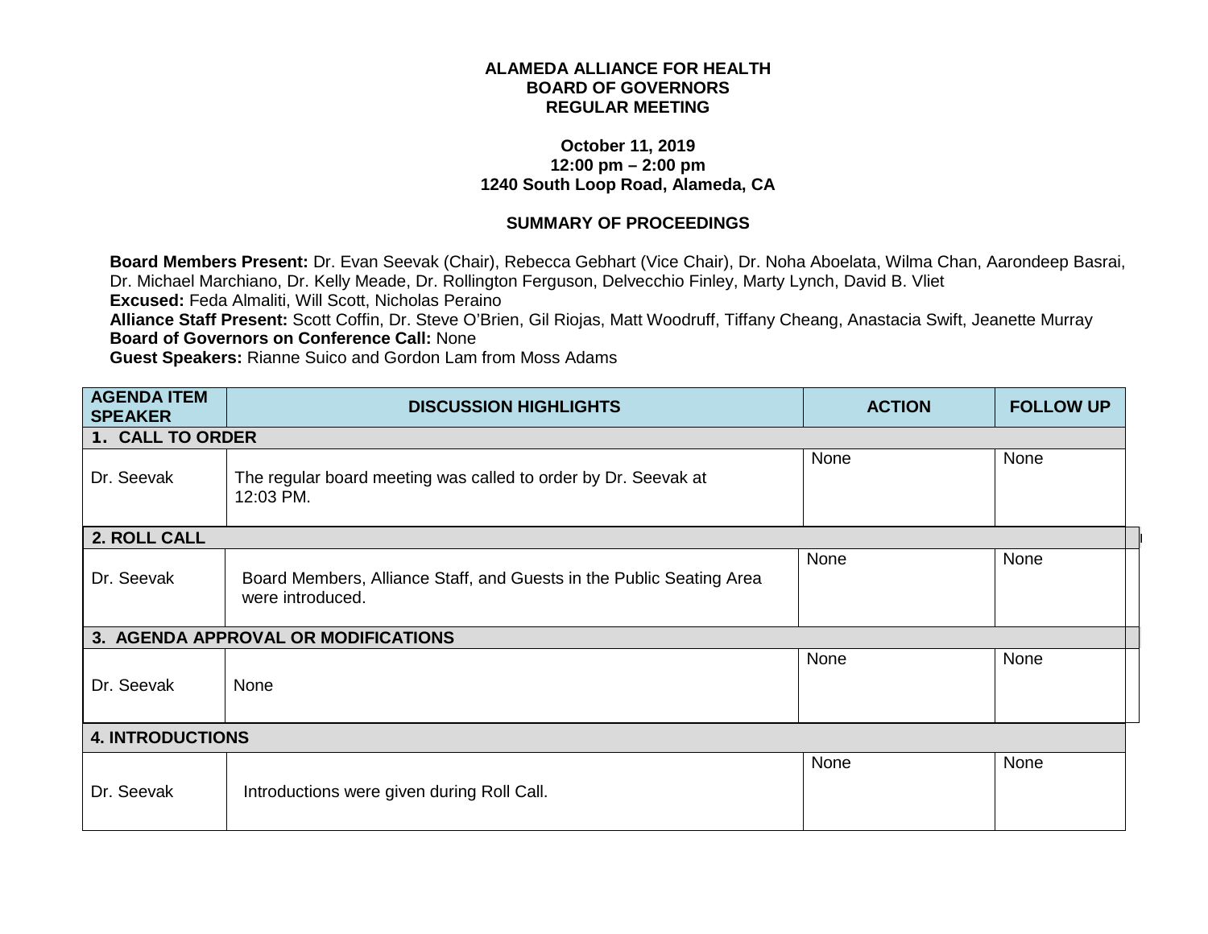**ALAMEDA ALLIANCE FOR HEALTH**
**BOARD OF GOVERNORS**
**REGULAR MEETING**

**October 11, 2019**
**12:00 pm – 2:00 pm**
**1240 South Loop Road, Alameda, CA**

**SUMMARY OF PROCEEDINGS**

**Board Members Present:** Dr. Evan Seevak (Chair), Rebecca Gebhart (Vice Chair), Dr. Noha Aboelata, Wilma Chan, Aarondeep Basrai, Dr. Michael Marchiano, Dr. Kelly Meade, Dr. Rollington Ferguson, Delvecchio Finley, Marty Lynch, David B. Vliet
**Excused:** Feda Almaliti, Will Scott, Nicholas Peraino
**Alliance Staff Present:** Scott Coffin, Dr. Steve O'Brien, Gil Riojas, Matt Woodruff, Tiffany Cheang, Anastacia Swift, Jeanette Murray
**Board of Governors on Conference Call:** None
**Guest Speakers:** Rianne Suico and Gordon Lam from Moss Adams

| AGENDA ITEM SPEAKER | DISCUSSION HIGHLIGHTS | ACTION | FOLLOW UP |
|---|---|---|---|
| **1. CALL TO ORDER** | | | |
| Dr. Seevak | The regular board meeting was called to order by Dr. Seevak at 12:03 PM. | None | None |
| **2. ROLL CALL** | | | |
| Dr. Seevak | Board Members, Alliance Staff, and Guests in the Public Seating Area were introduced. | None | None |
| **3. AGENDA APPROVAL OR MODIFICATIONS** | | | |
| Dr. Seevak | None | None | None |
| **4. INTRODUCTIONS** | | | |
| Dr. Seevak | Introductions were given during Roll Call. | None | None |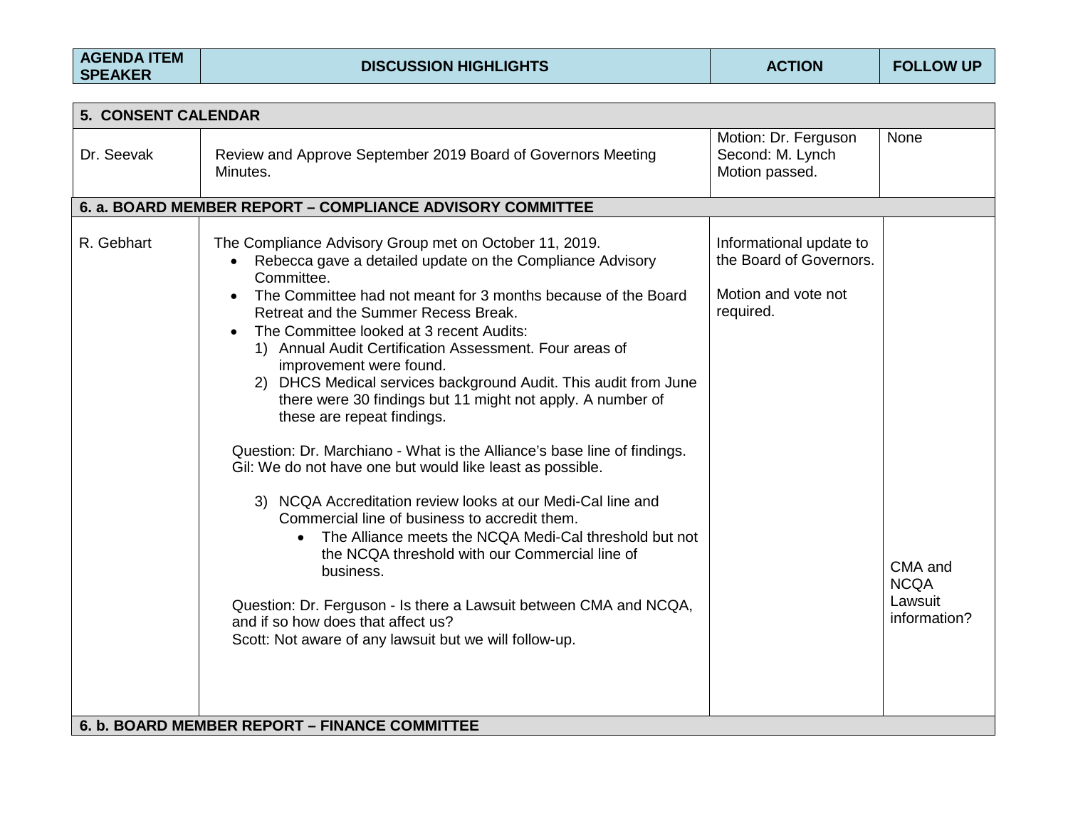| AGENDA ITEM SPEAKER | DISCUSSION HIGHLIGHTS | ACTION | FOLLOW UP |
|---|---|---|---|
| **5. CONSENT CALENDAR** | | | |
| Dr. Seevak | Review and Approve September 2019 Board of Governors Meeting Minutes. | Motion: Dr. Ferguson<br>Second: M. Lynch<br>Motion passed. | None |
| **6. a. BOARD MEMBER REPORT – COMPLIANCE ADVISORY COMMITTEE** | | | |
| R. Gebhart | The Compliance Advisory Group met on October 11, 2019.<br>• Rebecca gave a detailed update on the Compliance Advisory Committee.<br>• The Committee had not meant for 3 months because of the Board Retreat and the Summer Recess Break.<br>• The Committee looked at 3 recent Audits:<br>1) Annual Audit Certification Assessment. Four areas of improvement were found.<br>2) DHCS Medical services background Audit. This audit from June there were 30 findings but 11 might not apply. A number of these are repeat findings.<br><br>Question: Dr. Marchiano - What is the Alliance's base line of findings.<br>Gil: We do not have one but would like least as possible.<br><br>3) NCQA Accreditation review looks at our Medi-Cal line and Commercial line of business to accredit them.<br>• The Alliance meets the NCQA Medi-Cal threshold but not the NCQA threshold with our Commercial line of business.<br><br>Question: Dr. Ferguson - Is there a Lawsuit between CMA and NCQA, and if so how does that affect us?<br>Scott: Not aware of any lawsuit but we will follow-up. | Informational update to the Board of Governors.<br><br>Motion and vote not required. | CMA and NCQA Lawsuit information? |
| **6. b. BOARD MEMBER REPORT – FINANCE COMMITTEE** | | | |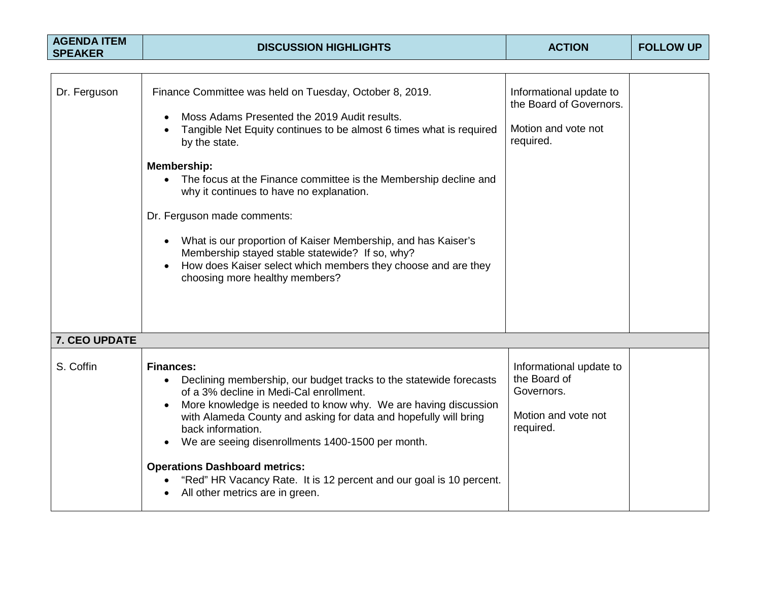| AGENDA ITEM SPEAKER | DISCUSSION HIGHLIGHTS | ACTION | FOLLOW UP |
|---|---|---|---|
| Dr. Ferguson | Finance Committee was held on Tuesday, October 8, 2019.<br><br>• Moss Adams Presented the 2019 Audit results.<br>• Tangible Net Equity continues to be almost 6 times what is required by the state.<br><br>**Membership:**<br>• The focus at the Finance committee is the Membership decline and why it continues to have no explanation.<br><br>Dr. Ferguson made comments:<br><br>• What is our proportion of Kaiser Membership, and has Kaiser's Membership stayed stable statewide? If so, why?<br>• How does Kaiser select which members they choose and are they choosing more healthy members? | Informational update to the Board of Governors.<br><br>Motion and vote not required. | |
| **7. CEO UPDATE** | | | |
| S. Coffin | **Finances:**<br>• Declining membership, our budget tracks to the statewide forecasts of a 3% decline in Medi-Cal enrollment.<br>• More knowledge is needed to know why. We are having discussion with Alameda County and asking for data and hopefully will bring back information.<br>• We are seeing disenrollments 1400-1500 per month.<br><br>**Operations Dashboard metrics:**<br>• "Red" HR Vacancy Rate. It is 12 percent and our goal is 10 percent.<br>• All other metrics are in green. | Informational update to the Board of Governors.<br><br>Motion and vote not required. | |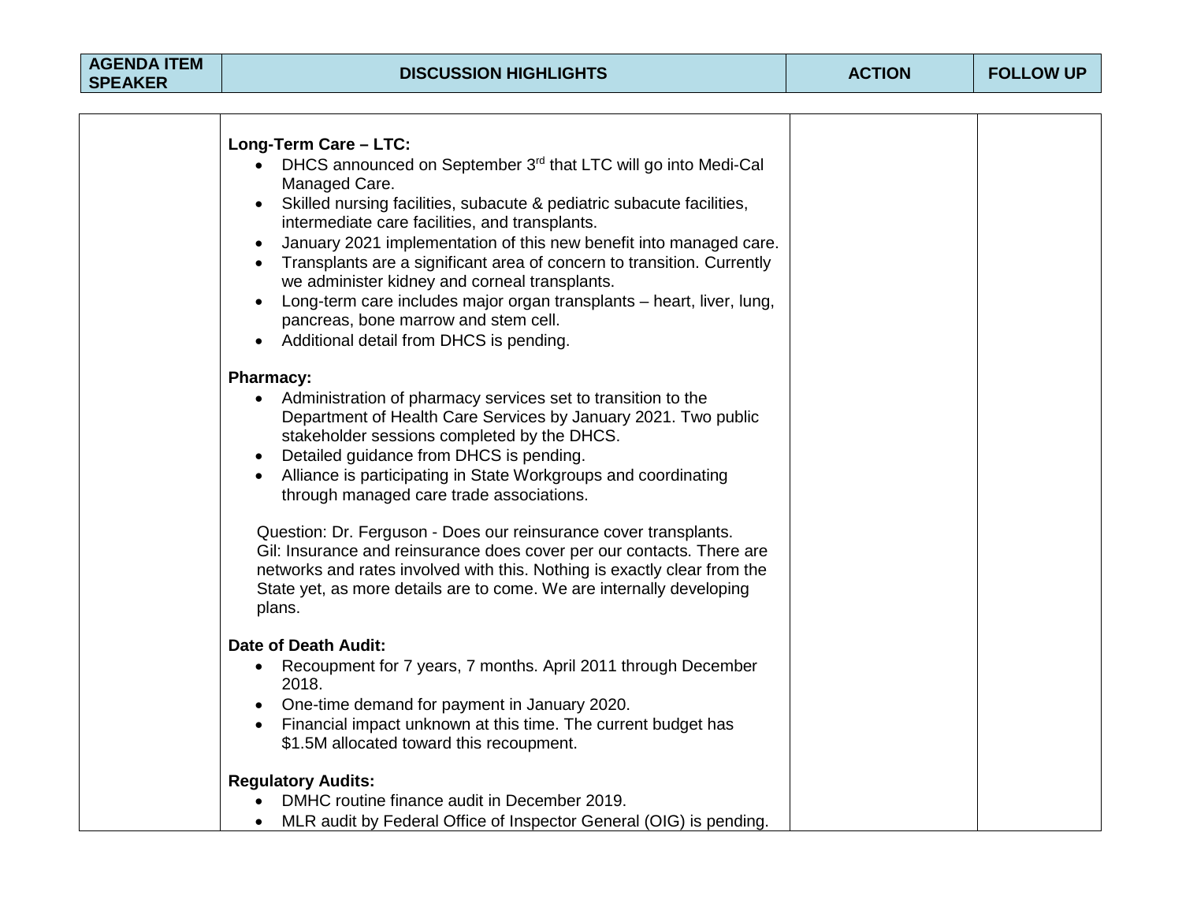| AGENDA ITEM SPEAKER | DISCUSSION HIGHLIGHTS | ACTION | FOLLOW UP |
|---|---|---|---|
| | **Long-Term Care – LTC:**<br>• DHCS announced on September 3rd that LTC will go into Medi-Cal Managed Care.<br>• Skilled nursing facilities, subacute & pediatric subacute facilities, intermediate care facilities, and transplants.<br>• January 2021 implementation of this new benefit into managed care.<br>• Transplants are a significant area of concern to transition. Currently we administer kidney and corneal transplants.<br>• Long-term care includes major organ transplants – heart, liver, lung, pancreas, bone marrow and stem cell.<br>• Additional detail from DHCS is pending.<br><br>**Pharmacy:**<br>• Administration of pharmacy services set to transition to the Department of Health Care Services by January 2021. Two public stakeholder sessions completed by the DHCS.<br>• Detailed guidance from DHCS is pending.<br>• Alliance is participating in State Workgroups and coordinating through managed care trade associations.<br><br>Question: Dr. Ferguson - Does our reinsurance cover transplants.<br>Gil: Insurance and reinsurance does cover per our contacts. There are networks and rates involved with this. Nothing is exactly clear from the State yet, as more details are to come. We are internally developing plans.<br><br>**Date of Death Audit:**<br>• Recoupment for 7 years, 7 months. April 2011 through December 2018.<br>• One-time demand for payment in January 2020.<br>• Financial impact unknown at this time. The current budget has $1.5M allocated toward this recoupment.<br><br>**Regulatory Audits:**<br>• DMHC routine finance audit in December 2019.<br>• MLR audit by Federal Office of Inspector General (OIG) is pending. | | |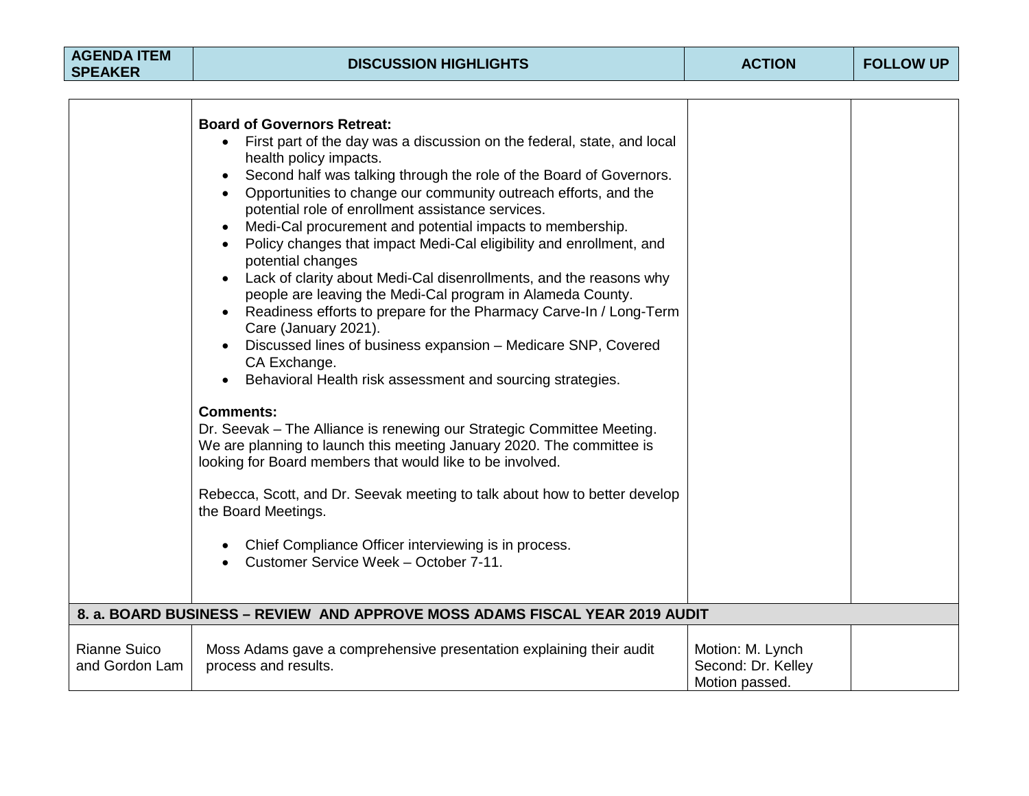| AGENDA ITEM SPEAKER | DISCUSSION HIGHLIGHTS | ACTION | FOLLOW UP |
|---|---|---|---|
| | **Board of Governors Retreat:**<br>• First part of the day was a discussion on the federal, state, and local health policy impacts.<br>• Second half was talking through the role of the Board of Governors.<br>• Opportunities to change our community outreach efforts, and the potential role of enrollment assistance services.<br>• Medi-Cal procurement and potential impacts to membership.<br>• Policy changes that impact Medi-Cal eligibility and enrollment, and potential changes<br>• Lack of clarity about Medi-Cal disenrollments, and the reasons why people are leaving the Medi-Cal program in Alameda County.<br>• Readiness efforts to prepare for the Pharmacy Carve-In / Long-Term Care (January 2021).<br>• Discussed lines of business expansion – Medicare SNP, Covered CA Exchange.<br>• Behavioral Health risk assessment and sourcing strategies.<br><br>**Comments:**<br>Dr. Seevak – The Alliance is renewing our Strategic Committee Meeting. We are planning to launch this meeting January 2020. The committee is looking for Board members that would like to be involved.<br><br>Rebecca, Scott, and Dr. Seevak meeting to talk about how to better develop the Board Meetings.<br><br>• Chief Compliance Officer interviewing is in process.<br>• Customer Service Week – October 7-11. | | |
| **8. a. BOARD BUSINESS – REVIEW AND APPROVE MOSS ADAMS FISCAL YEAR 2019 AUDIT** | | | |
| Rianne Suico and Gordon Lam | Moss Adams gave a comprehensive presentation explaining their audit process and results. | Motion: M. Lynch<br>Second: Dr. Kelley<br>Motion passed. | |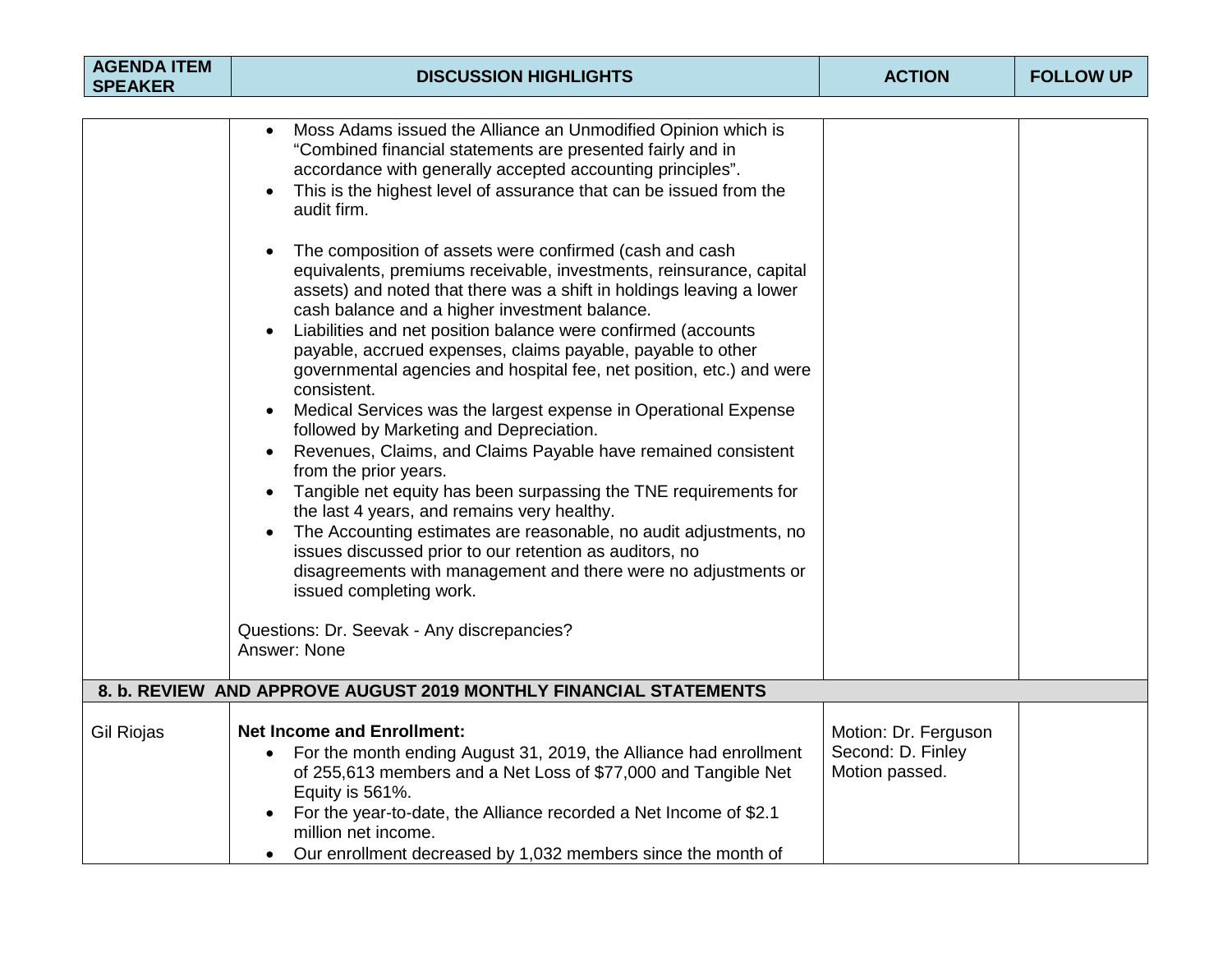| AGENDA ITEM SPEAKER | DISCUSSION HIGHLIGHTS | ACTION | FOLLOW UP |
|---|---|---|---|
| | • Moss Adams issued the Alliance an Unmodified Opinion which is "Combined financial statements are presented fairly and in accordance with generally accepted accounting principles".<br>• This is the highest level of assurance that can be issued from the audit firm.<br><br>• The composition of assets were confirmed (cash and cash equivalents, premiums receivable, investments, reinsurance, capital assets) and noted that there was a shift in holdings leaving a lower cash balance and a higher investment balance.<br>• Liabilities and net position balance were confirmed (accounts payable, accrued expenses, claims payable, payable to other governmental agencies and hospital fee, net position, etc.) and were consistent.<br>• Medical Services was the largest expense in Operational Expense followed by Marketing and Depreciation.<br>• Revenues, Claims, and Claims Payable have remained consistent from the prior years.<br>• Tangible net equity has been surpassing the TNE requirements for the last 4 years, and remains very healthy.<br>• The Accounting estimates are reasonable, no audit adjustments, no issues discussed prior to our retention as auditors, no disagreements with management and there were no adjustments or issued completing work.<br><br>Questions: Dr. Seevak - Any discrepancies?<br>Answer: None | | |
| **8. b. REVIEW AND APPROVE AUGUST 2019 MONTHLY FINANCIAL STATEMENTS** | | | |
| Gil Riojas | **Net Income and Enrollment:**<br>• For the month ending August 31, 2019, the Alliance had enrollment of 255,613 members and a Net Loss of $77,000 and Tangible Net Equity is 561%.<br>• For the year-to-date, the Alliance recorded a Net Income of $2.1 million net income.<br>• Our enrollment decreased by 1,032 members since the month of | Motion: Dr. Ferguson<br>Second: D. Finley<br>Motion passed. | |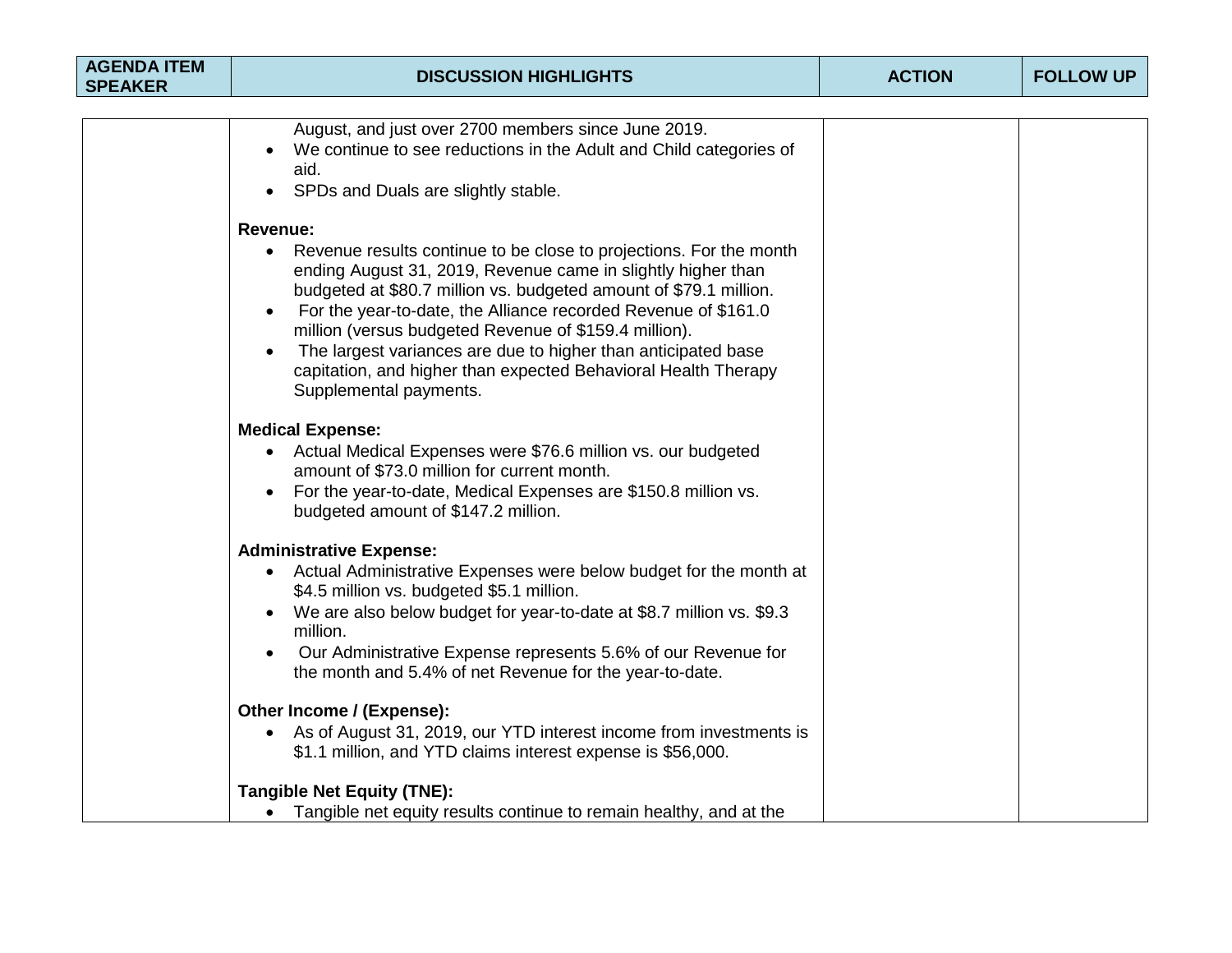| AGENDA ITEM SPEAKER | DISCUSSION HIGHLIGHTS | ACTION | FOLLOW UP |
|---|---|---|---|
| | August, and just over 2700 members since June 2019.<br>• We continue to see reductions in the Adult and Child categories of aid.<br>• SPDs and Duals are slightly stable.<br><br>**Revenue:**<br>• Revenue results continue to be close to projections. For the month ending August 31, 2019, Revenue came in slightly higher than budgeted at \$80.7 million vs. budgeted amount of \$79.1 million.<br>• For the year-to-date, the Alliance recorded Revenue of \$161.0 million (versus budgeted Revenue of \$159.4 million).<br>• The largest variances are due to higher than anticipated base capitation, and higher than expected Behavioral Health Therapy Supplemental payments.<br><br>**Medical Expense:**<br>• Actual Medical Expenses were \$76.6 million vs. our budgeted amount of \$73.0 million for current month.<br>• For the year-to-date, Medical Expenses are \$150.8 million vs. budgeted amount of \$147.2 million.<br><br>**Administrative Expense:**<br>• Actual Administrative Expenses were below budget for the month at \$4.5 million vs. budgeted \$5.1 million.<br>• We are also below budget for year-to-date at \$8.7 million vs. \$9.3 million.<br>• Our Administrative Expense represents 5.6% of our Revenue for the month and 5.4% of net Revenue for the year-to-date.<br><br>**Other Income / (Expense):**<br>• As of August 31, 2019, our YTD interest income from investments is \$1.1 million, and YTD claims interest expense is \$56,000.<br><br>**Tangible Net Equity (TNE):**<br>• Tangible net equity results continue to remain healthy, and at the | | |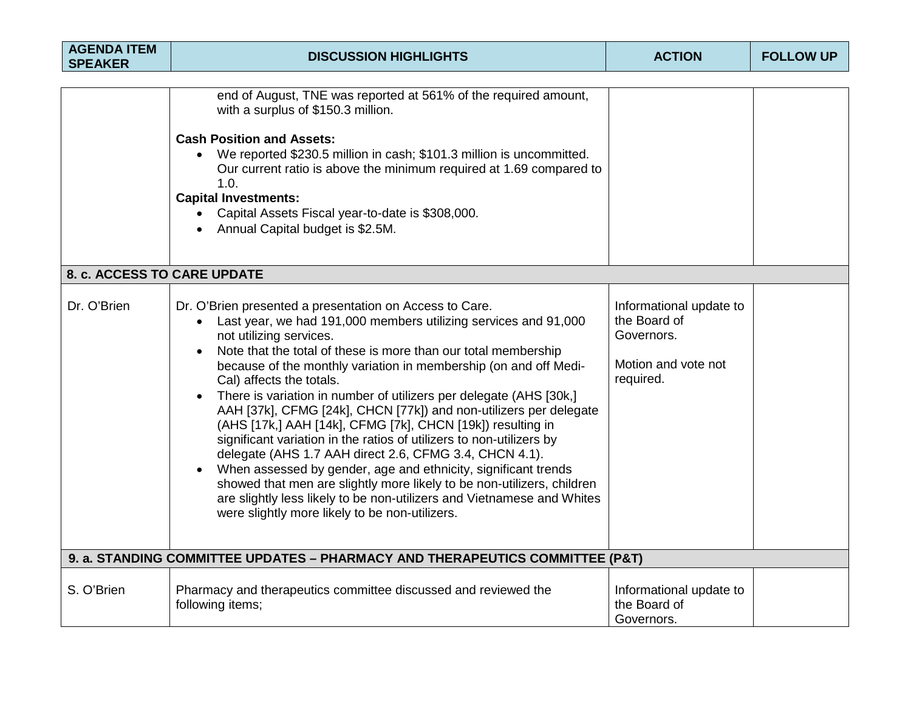| AGENDA ITEM SPEAKER | DISCUSSION HIGHLIGHTS | ACTION | FOLLOW UP |
|---|---|---|---|
| | end of August, TNE was reported at 561% of the required amount, with a surplus of $150.3 million.<br><br>**Cash Position and Assets:**<br>• We reported $230.5 million in cash; $101.3 million is uncommitted. Our current ratio is above the minimum required at 1.69 compared to 1.0.<br>**Capital Investments:**<br>• Capital Assets Fiscal year-to-date is $308,000.<br>• Annual Capital budget is $2.5M. | | |
| **8. c. ACCESS TO CARE UPDATE** | | | |
| Dr. O'Brien | Dr. O'Brien presented a presentation on Access to Care.<br>• Last year, we had 191,000 members utilizing services and 91,000 not utilizing services.<br>• Note that the total of these is more than our total membership because of the monthly variation in membership (on and off Medi-Cal) affects the totals.<br>• There is variation in number of utilizers per delegate (AHS [30k,] AAH [37k], CFMG [24k], CHCN [77k]) and non-utilizers per delegate (AHS [17k,] AAH [14k], CFMG [7k], CHCN [19k]) resulting in significant variation in the ratios of utilizers to non-utilizers by delegate (AHS 1.7 AAH direct 2.6, CFMG 3.4, CHCN 4.1).<br>• When assessed by gender, age and ethnicity, significant trends showed that men are slightly more likely to be non-utilizers, children are slightly less likely to be non-utilizers and Vietnamese and Whites were slightly more likely to be non-utilizers. | Informational update to the Board of Governors.<br><br>Motion and vote not required. | |
| **9. a. STANDING COMMITTEE UPDATES – PHARMACY AND THERAPEUTICS COMMITTEE (P&T)** | | | |
| S. O'Brien | Pharmacy and therapeutics committee discussed and reviewed the following items; | Informational update to the Board of Governors. | |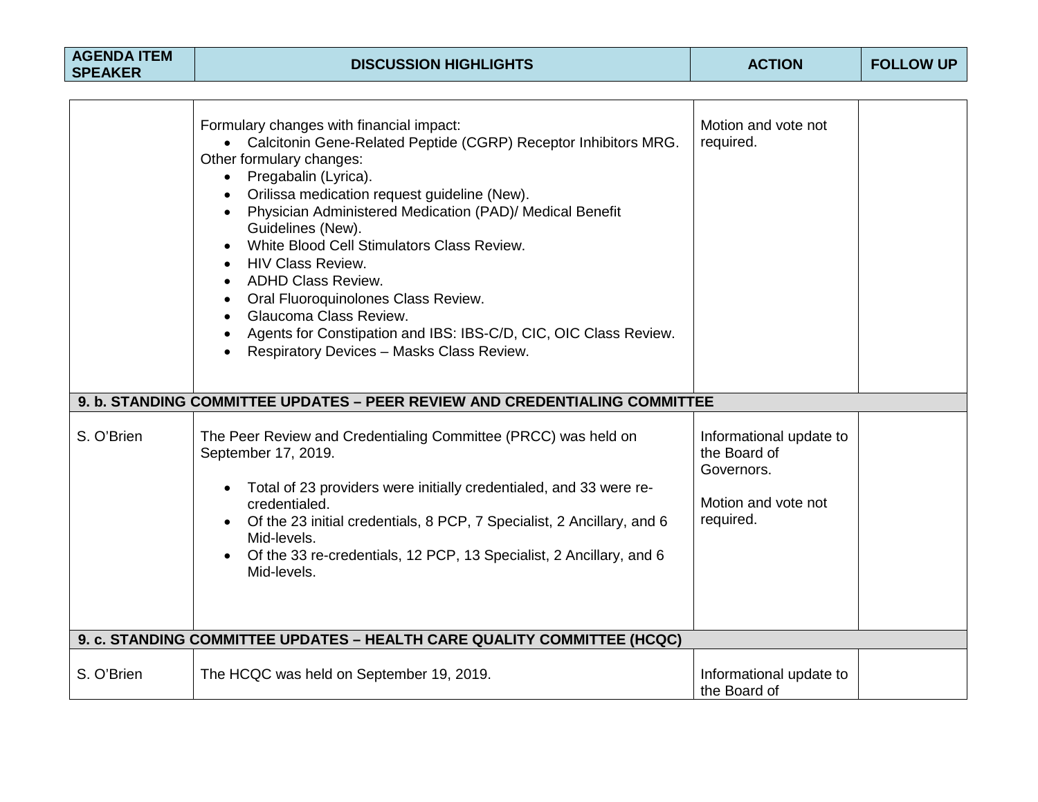| AGENDA ITEM SPEAKER | DISCUSSION HIGHLIGHTS | ACTION | FOLLOW UP |
|---|---|---|---|
| | Formulary changes with financial impact:<br>• Calcitonin Gene-Related Peptide (CGRP) Receptor Inhibitors MRG.<br>Other formulary changes:<br>• Pregabalin (Lyrica).<br>• Orilissa medication request guideline (New).<br>• Physician Administered Medication (PAD)/ Medical Benefit Guidelines (New).<br>• White Blood Cell Stimulators Class Review.<br>• HIV Class Review.<br>• ADHD Class Review.<br>• Oral Fluoroquinolones Class Review.<br>• Glaucoma Class Review.<br>• Agents for Constipation and IBS: IBS-C/D, CIC, OIC Class Review.<br>• Respiratory Devices – Masks Class Review. | Motion and vote not required. | |
| **9. b. STANDING COMMITTEE UPDATES – PEER REVIEW AND CREDENTIALING COMMITTEE** | | | |
| S. O'Brien | The Peer Review and Credentialing Committee (PRCC) was held on September 17, 2019.<br><br>• Total of 23 providers were initially credentialed, and 33 were re-credentialed.<br>• Of the 23 initial credentials, 8 PCP, 7 Specialist, 2 Ancillary, and 6 Mid-levels.<br>• Of the 33 re-credentials, 12 PCP, 13 Specialist, 2 Ancillary, and 6 Mid-levels. | Informational update to the Board of Governors.<br><br>Motion and vote not required. | |
| **9. c. STANDING COMMITTEE UPDATES – HEALTH CARE QUALITY COMMITTEE (HCQC)** | | | |
| S. O'Brien | The HCQC was held on September 19, 2019. | Informational update to the Board of | |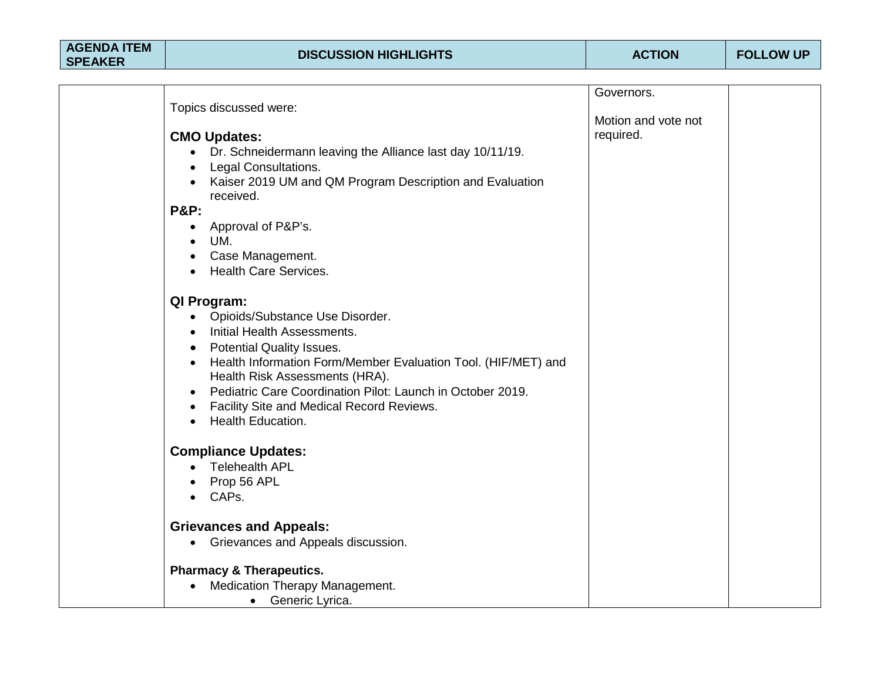| AGENDA ITEM SPEAKER | DISCUSSION HIGHLIGHTS | ACTION | FOLLOW UP |
|---|---|---|---|
| | Topics discussed were:<br><br>**CMO Updates:**<br>• Dr. Schneidermann leaving the Alliance last day 10/11/19.<br>• Legal Consultations.<br>• Kaiser 2019 UM and QM Program Description and Evaluation received.<br>**P&P:**<br>• Approval of P&P's.<br>• UM.<br>• Case Management.<br>• Health Care Services.<br><br>**QI Program:**<br>• Opioids/Substance Use Disorder.<br>• Initial Health Assessments.<br>• Potential Quality Issues.<br>• Health Information Form/Member Evaluation Tool. (HIF/MET) and Health Risk Assessments (HRA).<br>• Pediatric Care Coordination Pilot: Launch in October 2019.<br>• Facility Site and Medical Record Reviews.<br>• Health Education.<br><br>**Compliance Updates:**<br>• Telehealth APL<br>• Prop 56 APL<br>• CAPs.<br><br>**Grievances and Appeals:**<br>• Grievances and Appeals discussion.<br><br>**Pharmacy & Therapeutics.**<br>• Medication Therapy Management.<br>  • Generic Lyrica. | Governors.<br><br>Motion and vote not required. | |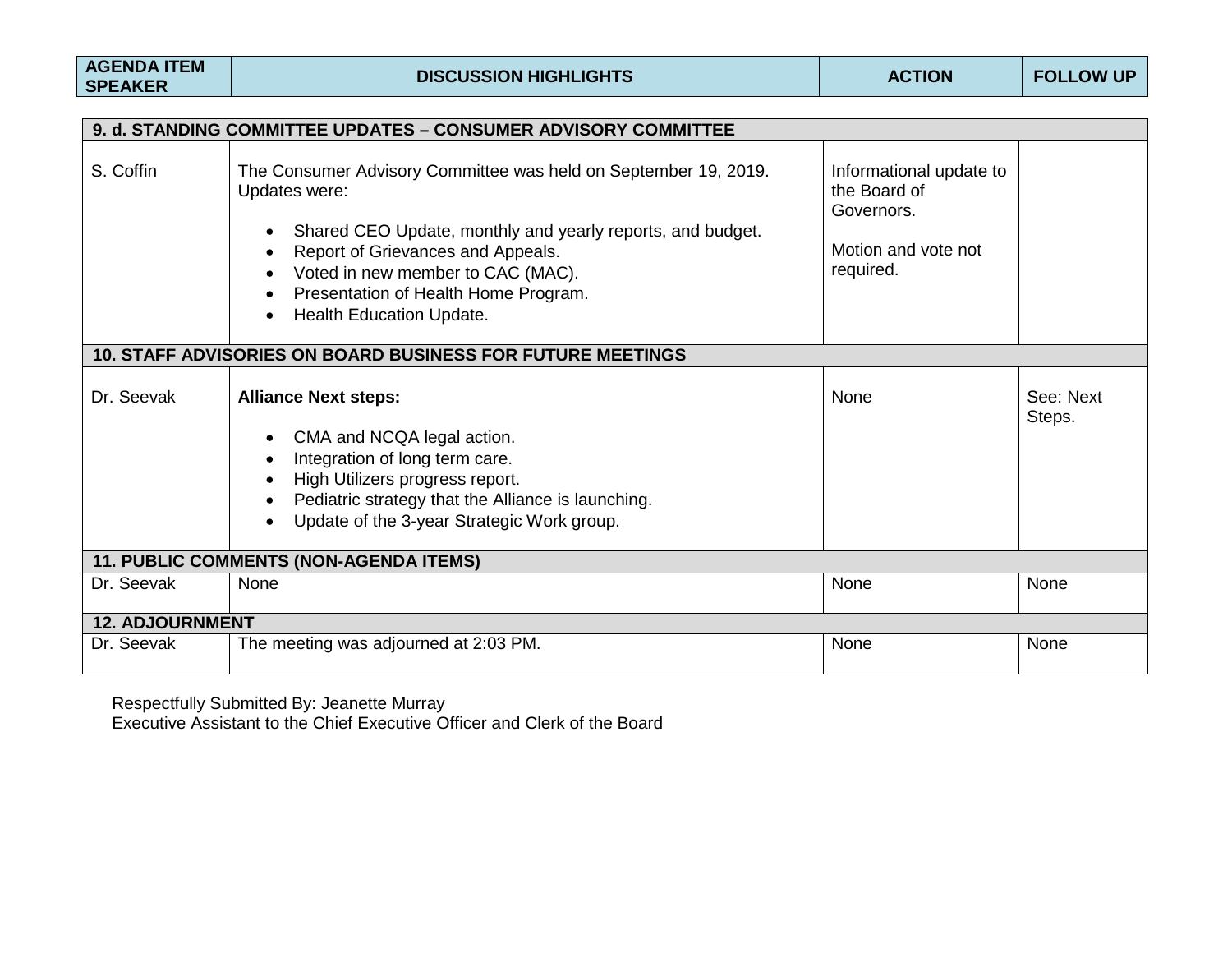| AGENDA ITEM SPEAKER | DISCUSSION HIGHLIGHTS | ACTION | FOLLOW UP |
|---|---|---|---|
| **9. d. STANDING COMMITTEE UPDATES – CONSUMER ADVISORY COMMITTEE** | | | |
| S. Coffin | The Consumer Advisory Committee was held on September 19, 2019. Updates were:<br><br>• Shared CEO Update, monthly and yearly reports, and budget.<br>• Report of Grievances and Appeals.<br>• Voted in new member to CAC (MAC).<br>• Presentation of Health Home Program.<br>• Health Education Update. | Informational update to the Board of Governors.<br><br>Motion and vote not required. | |
| **10. STAFF ADVISORIES ON BOARD BUSINESS FOR FUTURE MEETINGS** | | | |
| Dr. Seevak | **Alliance Next steps:**<br><br>• CMA and NCQA legal action.<br>• Integration of long term care.<br>• High Utilizers progress report.<br>• Pediatric strategy that the Alliance is launching.<br>• Update of the 3-year Strategic Work group. | None | See: Next Steps. |
| **11. PUBLIC COMMENTS (NON-AGENDA ITEMS)** | | | |
| Dr. Seevak | None | None | None |
| **12. ADJOURNMENT** | | | |
| Dr. Seevak | The meeting was adjourned at 2:03 PM. | None | None |

Respectfully Submitted By: Jeanette Murray
Executive Assistant to the Chief Executive Officer and Clerk of the Board